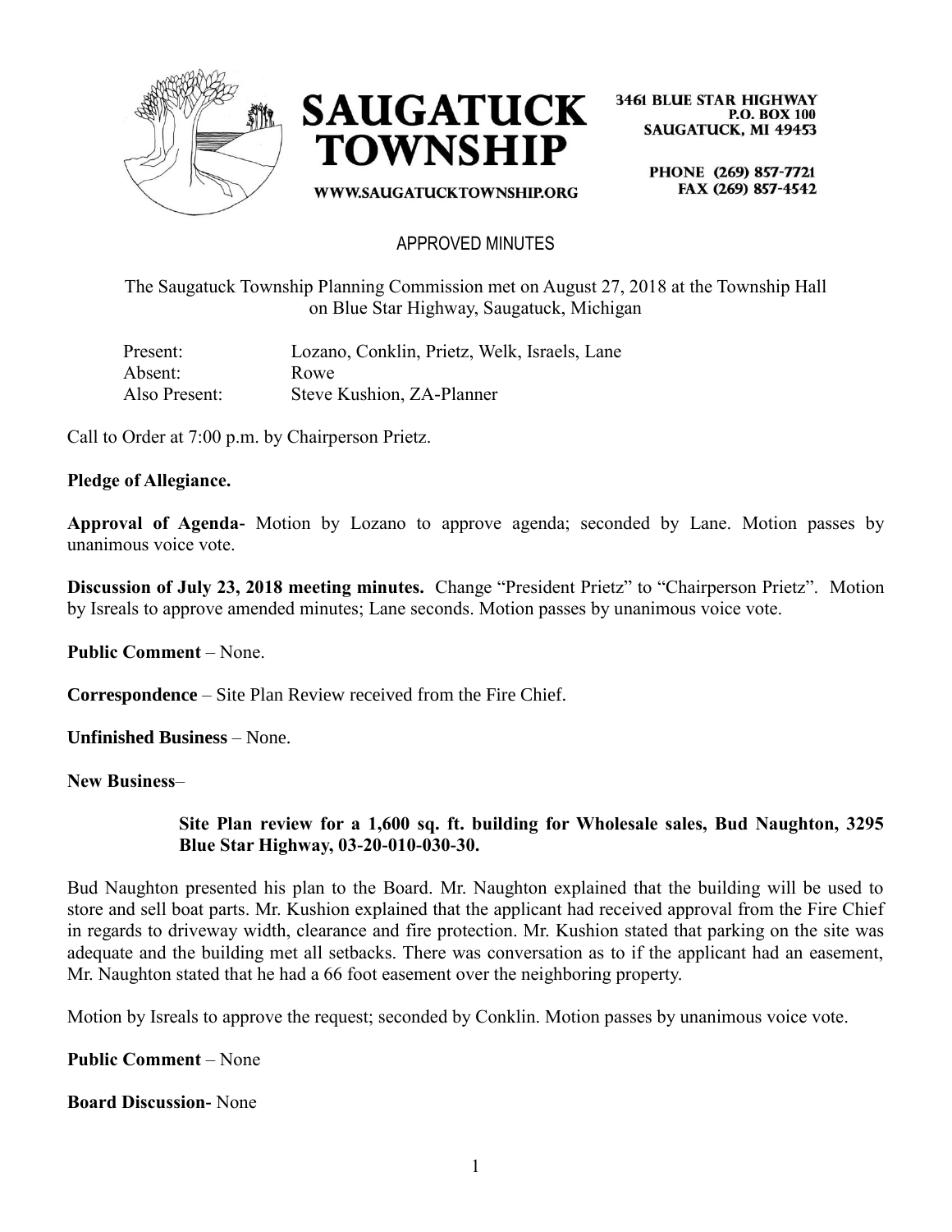SAUGATUCK TOWNSHIP

WWW.SAUGATUCKTOWNSHIP.ORG

3461 BLUE STAR HIGHWAY
P.O. BOX 100
SAUGATUCK, MI 49453

PHONE (269) 857-7721
FAX (269) 857-4542

APPROVED MINUTES

The Saugatuck Township Planning Commission met on August 27, 2018 at the Township Hall on Blue Star Highway, Saugatuck, Michigan

| | |
|---|---|
| Present: | Lozano, Conklin, Prietz, Welk, Israels, Lane |
| Absent: | Rowe |
| Also Present: | Steve Kushion, ZA-Planner |

Call to Order at 7:00 p.m. by Chairperson Prietz.

**Pledge of Allegiance.**

**Approval of Agenda-** Motion by Lozano to approve agenda; seconded by Lane. Motion passes by unanimous voice vote.

**Discussion of July 23, 2018 meeting minutes.** Change "President Prietz" to "Chairperson Prietz". Motion by Isreals to approve amended minutes; Lane seconds. Motion passes by unanimous voice vote.

**Public Comment** – None.

**Correspondence** – Site Plan Review received from the Fire Chief.

**Unfinished Business** – None.

**New Business**–

**Site Plan review for a 1,600 sq. ft. building for Wholesale sales, Bud Naughton, 3295 Blue Star Highway, 03-20-010-030-30.**

Bud Naughton presented his plan to the Board. Mr. Naughton explained that the building will be used to store and sell boat parts. Mr. Kushion explained that the applicant had received approval from the Fire Chief in regards to driveway width, clearance and fire protection. Mr. Kushion stated that parking on the site was adequate and the building met all setbacks. There was conversation as to if the applicant had an easement, Mr. Naughton stated that he had a 66 foot easement over the neighboring property.

Motion by Isreals to approve the request; seconded by Conklin. Motion passes by unanimous voice vote.

**Public Comment** – None

**Board Discussion-** None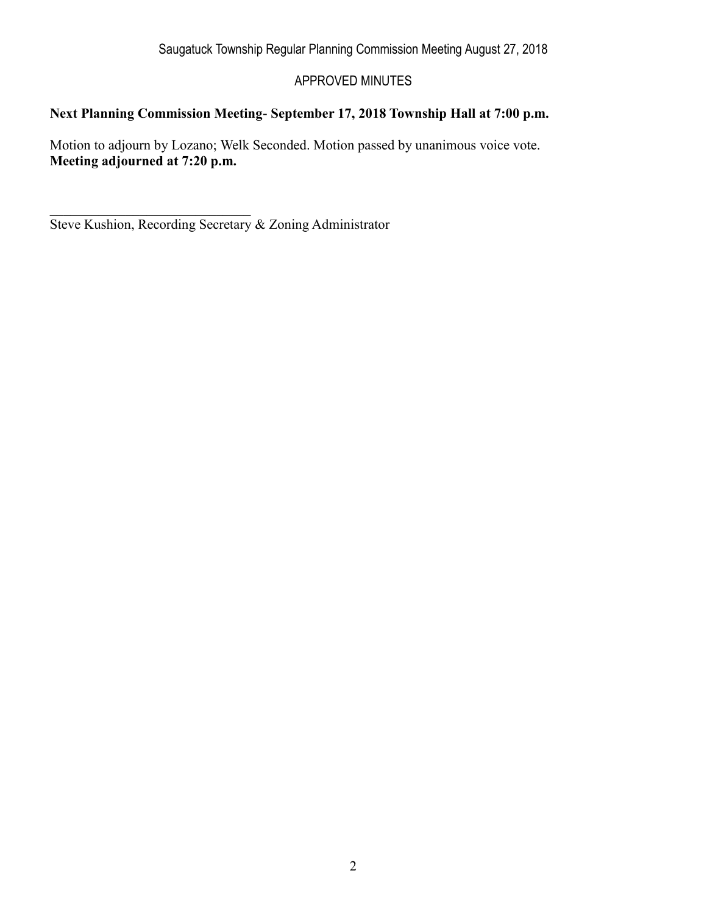**Next Planning Commission Meeting- September 17, 2018 Township Hall at 7:00 p.m.**

Motion to adjourn by Lozano; Welk Seconded. Motion passed by unanimous voice vote.
**Meeting adjourned at 7:20 p.m.**

_____________________________
Steve Kushion, Recording Secretary & Zoning Administrator